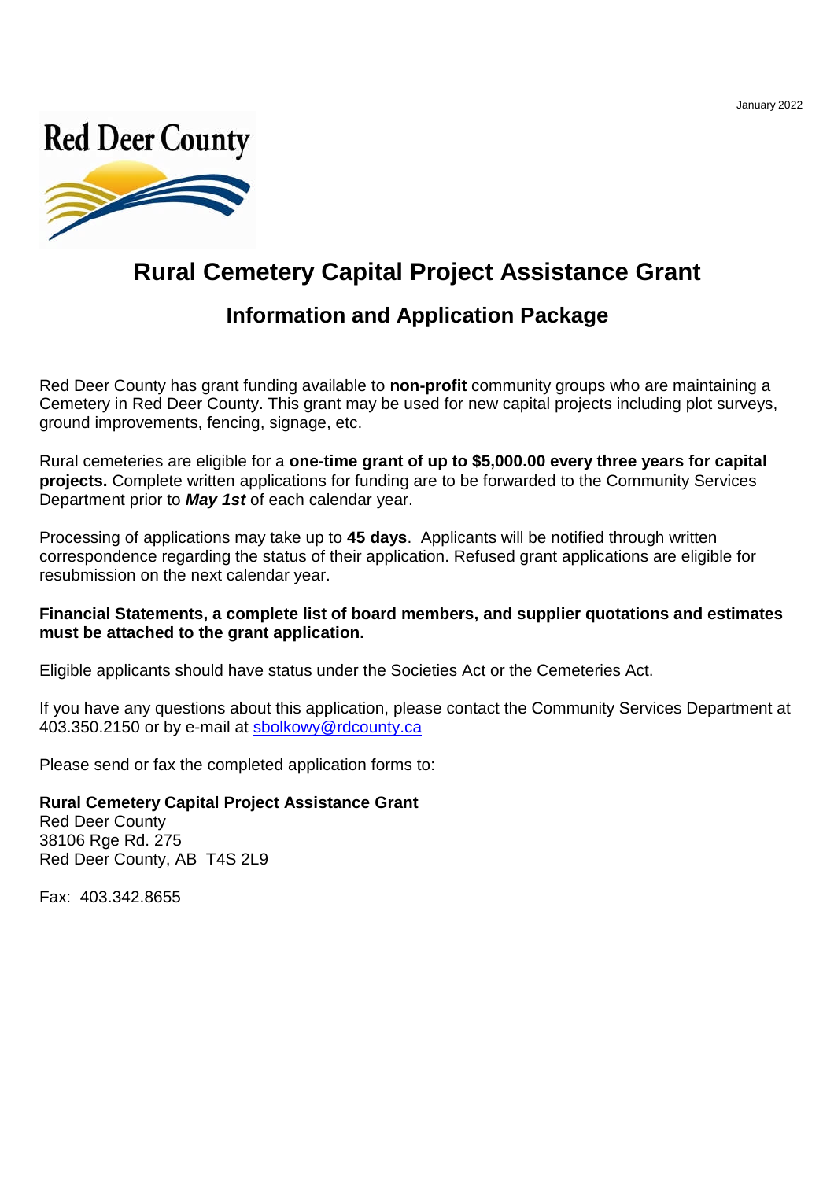January 2022

Red Deer County

# Rural Cemetery Capital Project Assistance Grant

## Information and Application Package

Red Deer County has grant funding available to **non-profit** community groups who are maintaining a Cemetery in Red Deer County. This grant may be used for new capital projects including plot surveys, ground improvements, fencing, signage, etc.

Rural cemeteries are eligible for a **one-time grant of up to $5,000.00 every three years for capital projects.** Complete written applications for funding are to be forwarded to the Community Services Department prior to ***May 1st*** of each calendar year.

Processing of applications may take up to **45 days**. Applicants will be notified through written correspondence regarding the status of their application. Refused grant applications are eligible for resubmission on the next calendar year.

**Financial Statements, a complete list of board members, and supplier quotations and estimates must be attached to the grant application.**

Eligible applicants should have status under the Societies Act or the Cemeteries Act.

If you have any questions about this application, please contact the Community Services Department at 403.350.2150 or by e-mail at sbolkowy@rdcounty.ca

Please send or fax the completed application forms to:

**Rural Cemetery Capital Project Assistance Grant**
Red Deer County
38106 Rge Rd. 275
Red Deer County, AB  T4S 2L9

Fax: 403.342.8655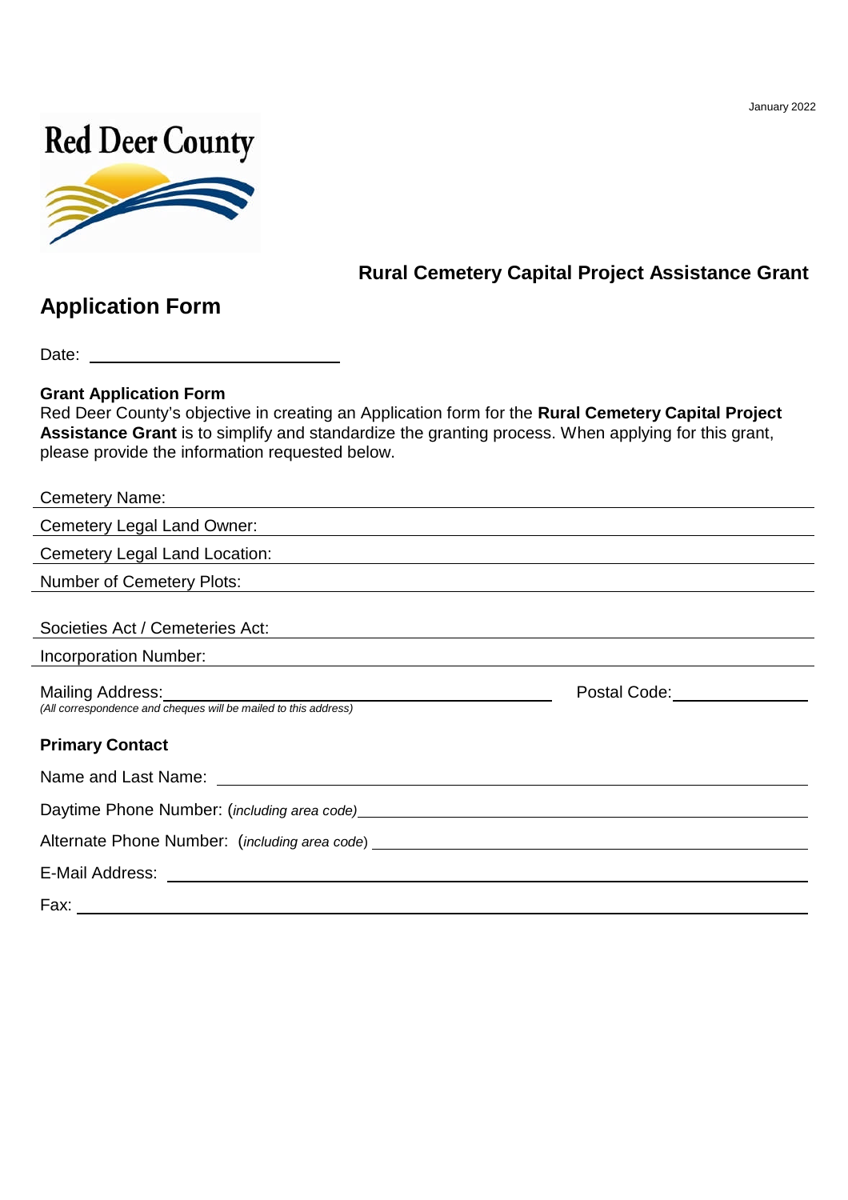January 2022

Red Deer County

**Rural Cemetery Capital Project Assistance Grant**

## Application Form

Date: ______________________________

**Grant Application Form**
Red Deer County's objective in creating an Application form for the **Rural Cemetery Capital Project Assistance Grant** is to simplify and standardize the granting process. When applying for this grant, please provide the information requested below.

Cemetery Name: ______________________________

Cemetery Legal Land Owner: ______________________________

Cemetery Legal Land Location: ______________________________

Number of Cemetery Plots: ______________________________

Societies Act / Cemeteries Act: ______________________________

Incorporation Number: ______________________________

Mailing Address: ______________________________ Postal Code: ______________
*(All correspondence and cheques will be mailed to this address)*

**Primary Contact**

Name and Last Name: ______________________________

Daytime Phone Number: (*including area code)* ______________________________

Alternate Phone Number: (*including area code*) ______________________________

E-Mail Address: ______________________________

Fax: ______________________________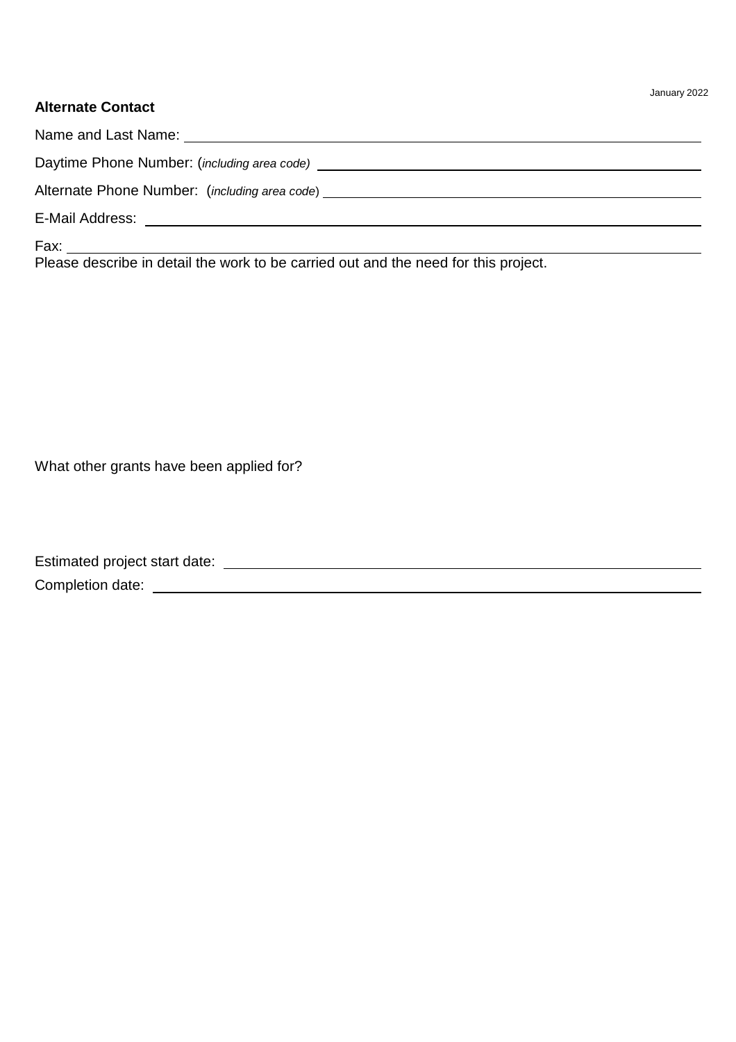**Alternate Contact**

Name and Last Name: \_\_\_\_\_\_\_\_\_\_\_\_\_\_\_\_\_\_\_\_\_\_\_\_\_\_\_\_\_\_\_\_\_\_\_\_\_\_\_\_

Daytime Phone Number: (*including area code)* \_\_\_\_\_\_\_\_\_\_\_\_\_\_\_\_\_\_\_\_\_\_\_\_\_\_\_\_\_\_\_\_\_\_\_\_\_\_\_\_

Alternate Phone Number: (*including area code*) \_\_\_\_\_\_\_\_\_\_\_\_\_\_\_\_\_\_\_\_\_\_\_\_\_\_\_\_\_\_\_\_\_\_\_\_\_\_\_\_

E-Mail Address: \_\_\_\_\_\_\_\_\_\_\_\_\_\_\_\_\_\_\_\_\_\_\_\_\_\_\_\_\_\_\_\_\_\_\_\_\_\_\_\_

Fax: \_\_\_\_\_\_\_\_\_\_\_\_\_\_\_\_\_\_\_\_\_\_\_\_\_\_\_\_\_\_\_\_\_\_\_\_\_\_\_\_

Please describe in detail the work to be carried out and the need for this project.

What other grants have been applied for?

Estimated project start date: \_\_\_\_\_\_\_\_\_\_\_\_\_\_\_\_\_\_\_\_\_\_\_\_\_\_\_\_\_\_\_\_\_\_\_\_\_\_\_\_

Completion date: \_\_\_\_\_\_\_\_\_\_\_\_\_\_\_\_\_\_\_\_\_\_\_\_\_\_\_\_\_\_\_\_\_\_\_\_\_\_\_\_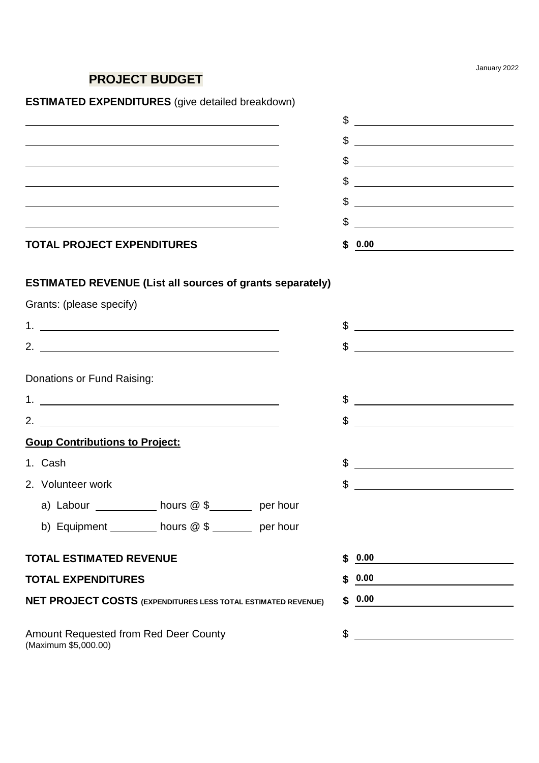January 2022

## PROJECT BUDGET

**ESTIMATED EXPENDITURES** (give detailed breakdown)

| | |
|---|---|
| ______________________________ | $ ______________ |
| ______________________________ | $ ______________ |
| ______________________________ | $ ______________ |
| ______________________________ | $ ______________ |
| ______________________________ | $ ______________ |
| ______________________________ | $ ______________ |
| **TOTAL PROJECT EXPENDITURES** | **$ 0.00** |

**ESTIMATED REVENUE (List all sources of grants separately)**

Grants: (please specify)

| | |
|---|---|
| 1. ______________________________ | $ ______________ |
| 2. ______________________________ | $ ______________ |

Donations or Fund Raising:

| | |
|---|---|
| 1. ______________________________ | $ ______________ |
| 2. ______________________________ | $ ______________ |

**Goup Contributions to Project:**

| | |
|---|---|
| 1. Cash | $ ______________ |
| 2. Volunteer work | $ ______________ |

a) Labour __________ hours @ $________ per hour

b) Equipment ________ hours @ $ _______ per hour

| | |
|---|---|
| **TOTAL ESTIMATED REVENUE** | **$ 0.00** |
| **TOTAL EXPENDITURES** | **$ 0.00** |
| **NET PROJECT COSTS** (EXPENDITURES LESS TOTAL ESTIMATED REVENUE) | **$ 0.00** |

Amount Requested from Red Deer County $ ______________
(Maximum $5,000.00)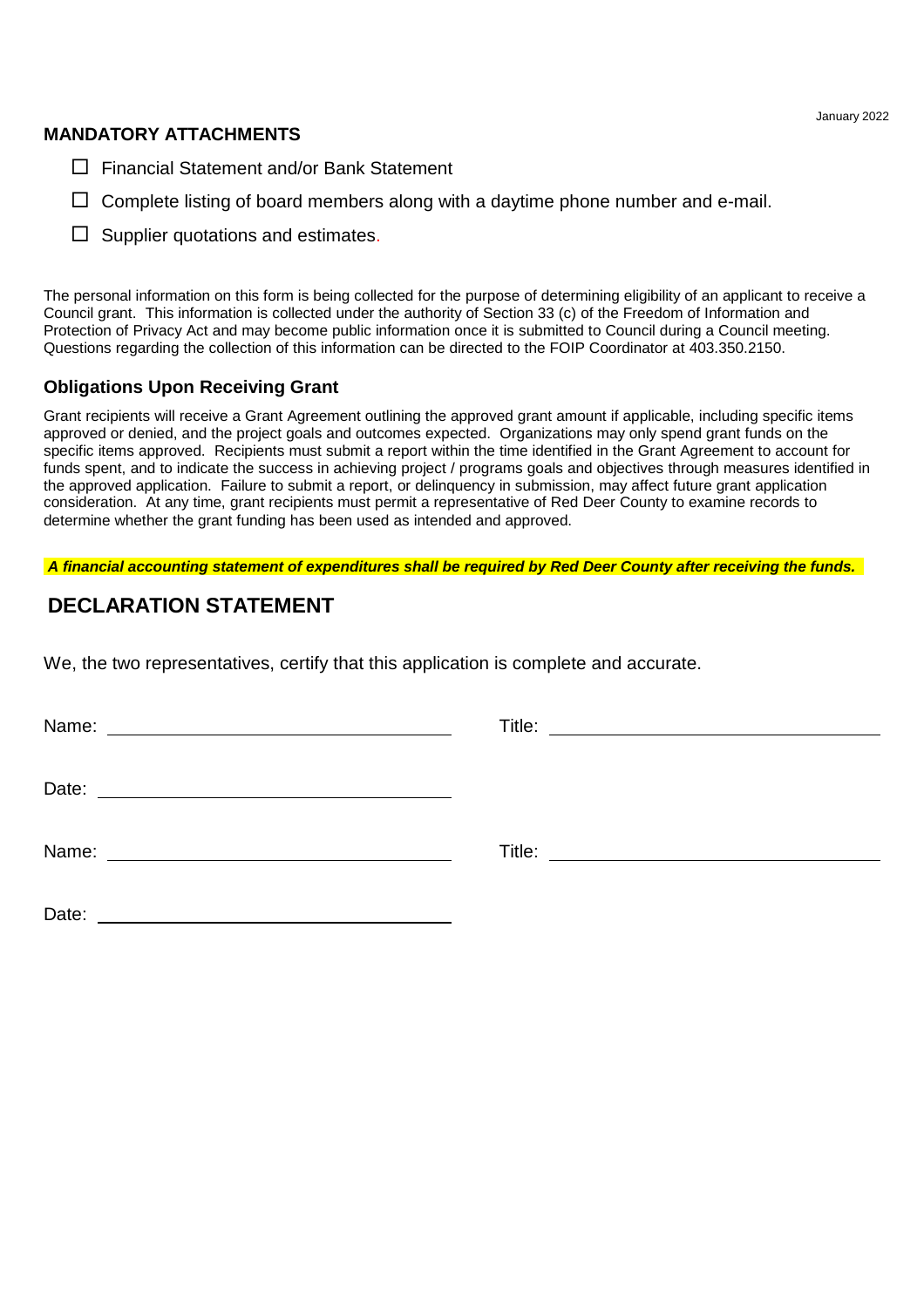January 2022

**MANDATORY ATTACHMENTS**

- ☐ Financial Statement and/or Bank Statement
- ☐ Complete listing of board members along with a daytime phone number and e-mail.
- ☐ Supplier quotations and estimates.

The personal information on this form is being collected for the purpose of determining eligibility of an applicant to receive a Council grant. This information is collected under the authority of Section 33 (c) of the Freedom of Information and Protection of Privacy Act and may become public information once it is submitted to Council during a Council meeting. Questions regarding the collection of this information can be directed to the FOIP Coordinator at 403.350.2150.

### Obligations Upon Receiving Grant

Grant recipients will receive a Grant Agreement outlining the approved grant amount if applicable, including specific items approved or denied, and the project goals and outcomes expected. Organizations may only spend grant funds on the specific items approved. Recipients must submit a report within the time identified in the Grant Agreement to account for funds spent, and to indicate the success in achieving project / programs goals and objectives through measures identified in the approved application. Failure to submit a report, or delinquency in submission, may affect future grant application consideration. At any time, grant recipients must permit a representative of Red Deer County to examine records to determine whether the grant funding has been used as intended and approved.

***A financial accounting statement of expenditures shall be required by Red Deer County after receiving the funds.***

## DECLARATION STATEMENT

We, the two representatives, certify that this application is complete and accurate.

Name: ______________________ Title: ______________________

Date: ______________________

Name: ______________________ Title: ______________________

Date: ______________________